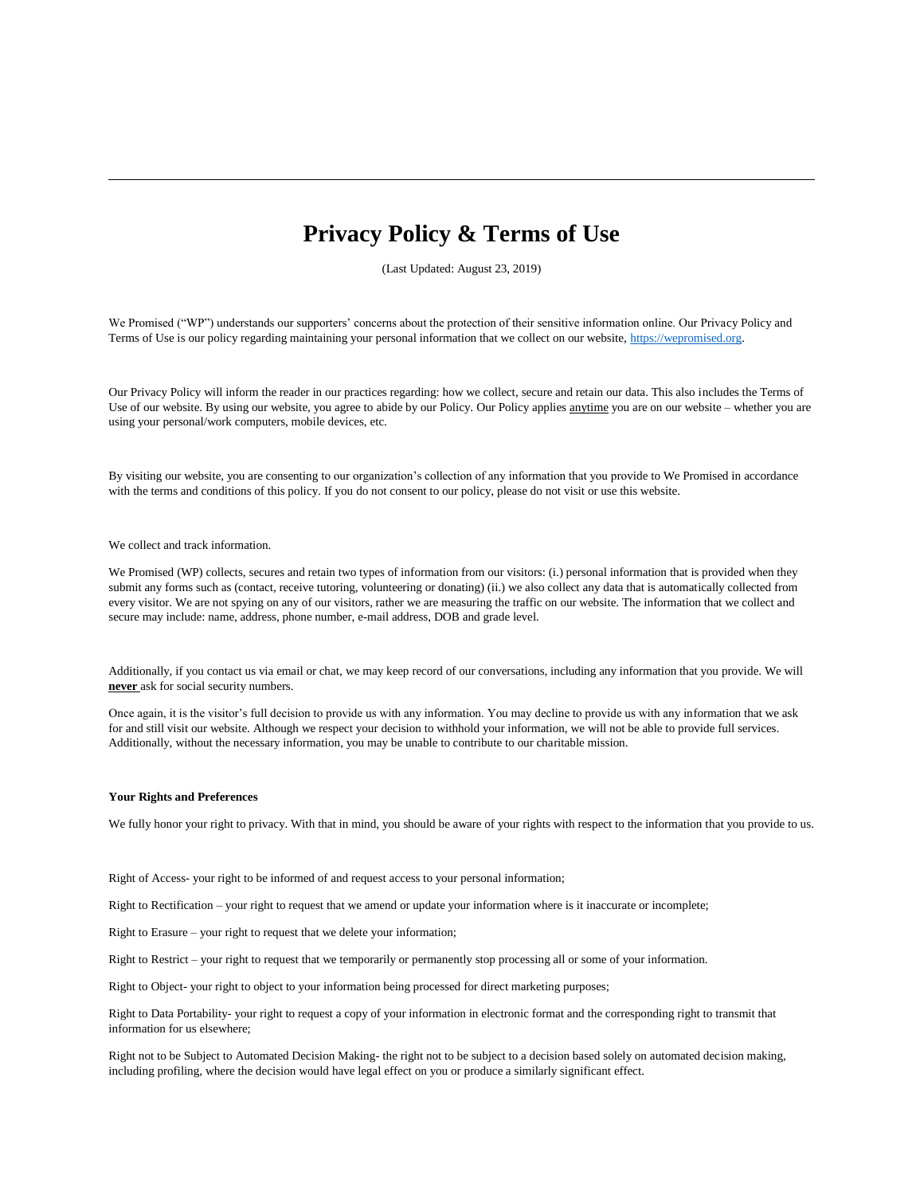# Privacy Policy & Terms of Use

(Last Updated: August 23, 2019)

We Promised ("WP") understands our supporters' concerns about the protection of their sensitive information online. Our Privacy Policy and Terms of Use is our policy regarding maintaining your personal information that we collect on our website, https://wepromised.org.

Our Privacy Policy will inform the reader in our practices regarding: how we collect, secure and retain our data. This also includes the Terms of Use of our website. By using our website, you agree to abide by our Policy. Our Policy applies anytime you are on our website – whether you are using your personal/work computers, mobile devices, etc.

By visiting our website, you are consenting to our organization's collection of any information that you provide to We Promised in accordance with the terms and conditions of this policy. If you do not consent to our policy, please do not visit or use this website.

We collect and track information.

We Promised (WP) collects, secures and retain two types of information from our visitors: (i.) personal information that is provided when they submit any forms such as (contact, receive tutoring, volunteering or donating) (ii.) we also collect any data that is automatically collected from every visitor. We are not spying on any of our visitors, rather we are measuring the traffic on our website. The information that we collect and secure may include: name, address, phone number, e-mail address, DOB and grade level.

Additionally, if you contact us via email or chat, we may keep record of our conversations, including any information that you provide. We will **never** ask for social security numbers.

Once again, it is the visitor's full decision to provide us with any information. You may decline to provide us with any information that we ask for and still visit our website. Although we respect your decision to withhold your information, we will not be able to provide full services. Additionally, without the necessary information, you may be unable to contribute to our charitable mission.

**Your Rights and Preferences**

We fully honor your right to privacy. With that in mind, you should be aware of your rights with respect to the information that you provide to us.

Right of Access- your right to be informed of and request access to your personal information;

Right to Rectification – your right to request that we amend or update your information where is it inaccurate or incomplete;

Right to Erasure – your right to request that we delete your information;

Right to Restrict – your right to request that we temporarily or permanently stop processing all or some of your information.

Right to Object- your right to object to your information being processed for direct marketing purposes;

Right to Data Portability- your right to request a copy of your information in electronic format and the corresponding right to transmit that information for us elsewhere;

Right not to be Subject to Automated Decision Making- the right not to be subject to a decision based solely on automated decision making, including profiling, where the decision would have legal effect on you or produce a similarly significant effect.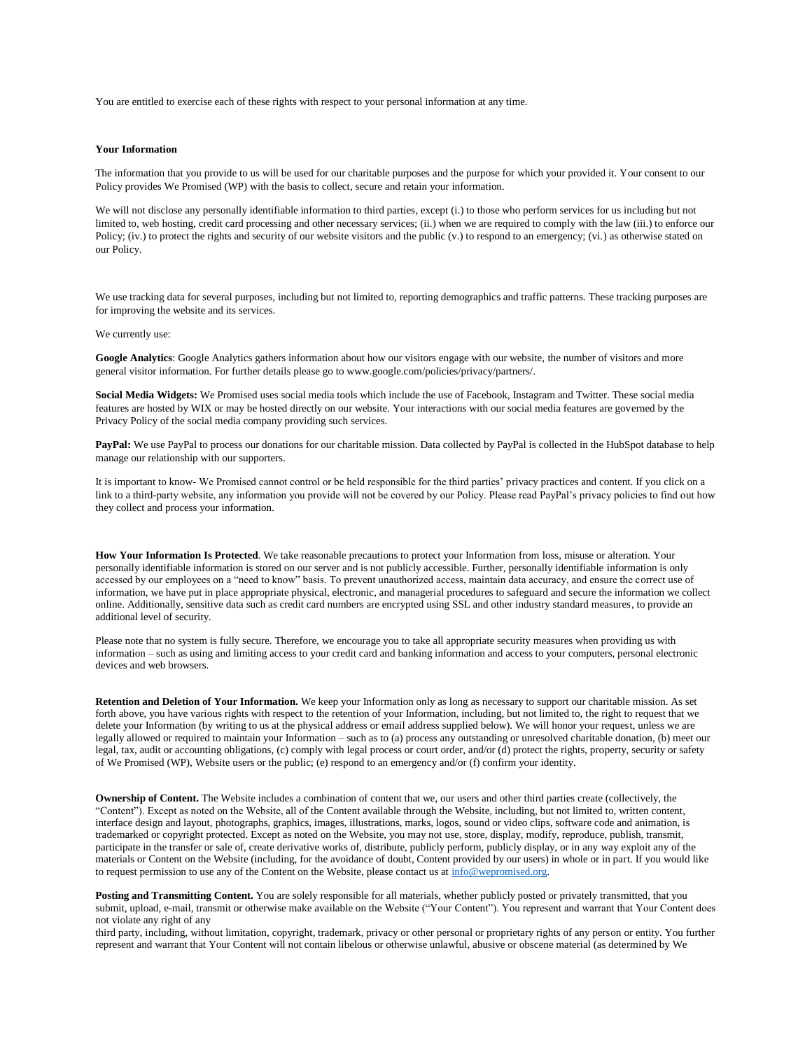You are entitled to exercise each of these rights with respect to your personal information at any time.

**Your Information**

The information that you provide to us will be used for our charitable purposes and the purpose for which your provided it. Your consent to our Policy provides We Promised (WP) with the basis to collect, secure and retain your information.

We will not disclose any personally identifiable information to third parties, except (i.) to those who perform services for us including but not limited to, web hosting, credit card processing and other necessary services; (ii.) when we are required to comply with the law (iii.) to enforce our Policy; (iv.) to protect the rights and security of our website visitors and the public (v.) to respond to an emergency; (vi.) as otherwise stated on our Policy.

We use tracking data for several purposes, including but not limited to, reporting demographics and traffic patterns. These tracking purposes are for improving the website and its services.

We currently use:

**Google Analytics**: Google Analytics gathers information about how our visitors engage with our website, the number of visitors and more general visitor information. For further details please go to www.google.com/policies/privacy/partners/.

**Social Media Widgets:** We Promised uses social media tools which include the use of Facebook, Instagram and Twitter. These social media features are hosted by WIX or may be hosted directly on our website. Your interactions with our social media features are governed by the Privacy Policy of the social media company providing such services.

**PayPal:** We use PayPal to process our donations for our charitable mission. Data collected by PayPal is collected in the HubSpot database to help manage our relationship with our supporters.

It is important to know- We Promised cannot control or be held responsible for the third parties' privacy practices and content. If you click on a link to a third-party website, any information you provide will not be covered by our Policy. Please read PayPal's privacy policies to find out how they collect and process your information.

**How Your Information Is Protected**. We take reasonable precautions to protect your Information from loss, misuse or alteration. Your personally identifiable information is stored on our server and is not publicly accessible. Further, personally identifiable information is only accessed by our employees on a "need to know" basis. To prevent unauthorized access, maintain data accuracy, and ensure the correct use of information, we have put in place appropriate physical, electronic, and managerial procedures to safeguard and secure the information we collect online. Additionally, sensitive data such as credit card numbers are encrypted using SSL and other industry standard measures, to provide an additional level of security.

Please note that no system is fully secure. Therefore, we encourage you to take all appropriate security measures when providing us with information – such as using and limiting access to your credit card and banking information and access to your computers, personal electronic devices and web browsers.

**Retention and Deletion of Your Information.** We keep your Information only as long as necessary to support our charitable mission. As set forth above, you have various rights with respect to the retention of your Information, including, but not limited to, the right to request that we delete your Information (by writing to us at the physical address or email address supplied below). We will honor your request, unless we are legally allowed or required to maintain your Information – such as to (a) process any outstanding or unresolved charitable donation, (b) meet our legal, tax, audit or accounting obligations, (c) comply with legal process or court order, and/or (d) protect the rights, property, security or safety of We Promised (WP), Website users or the public; (e) respond to an emergency and/or (f) confirm your identity.

**Ownership of Content.** The Website includes a combination of content that we, our users and other third parties create (collectively, the "Content"). Except as noted on the Website, all of the Content available through the Website, including, but not limited to, written content, interface design and layout, photographs, graphics, images, illustrations, marks, logos, sound or video clips, software code and animation, is trademarked or copyright protected. Except as noted on the Website, you may not use, store, display, modify, reproduce, publish, transmit, participate in the transfer or sale of, create derivative works of, distribute, publicly perform, publicly display, or in any way exploit any of the materials or Content on the Website (including, for the avoidance of doubt, Content provided by our users) in whole or in part. If you would like to request permission to use any of the Content on the Website, please contact us at info@wepromised.org.

**Posting and Transmitting Content.** You are solely responsible for all materials, whether publicly posted or privately transmitted, that you submit, upload, e-mail, transmit or otherwise make available on the Website ("Your Content"). You represent and warrant that Your Content does not violate any right of any third party, including, without limitation, copyright, trademark, privacy or other personal or proprietary rights of any person or entity. You further represent and warrant that Your Content will not contain libelous or otherwise unlawful, abusive or obscene material (as determined by We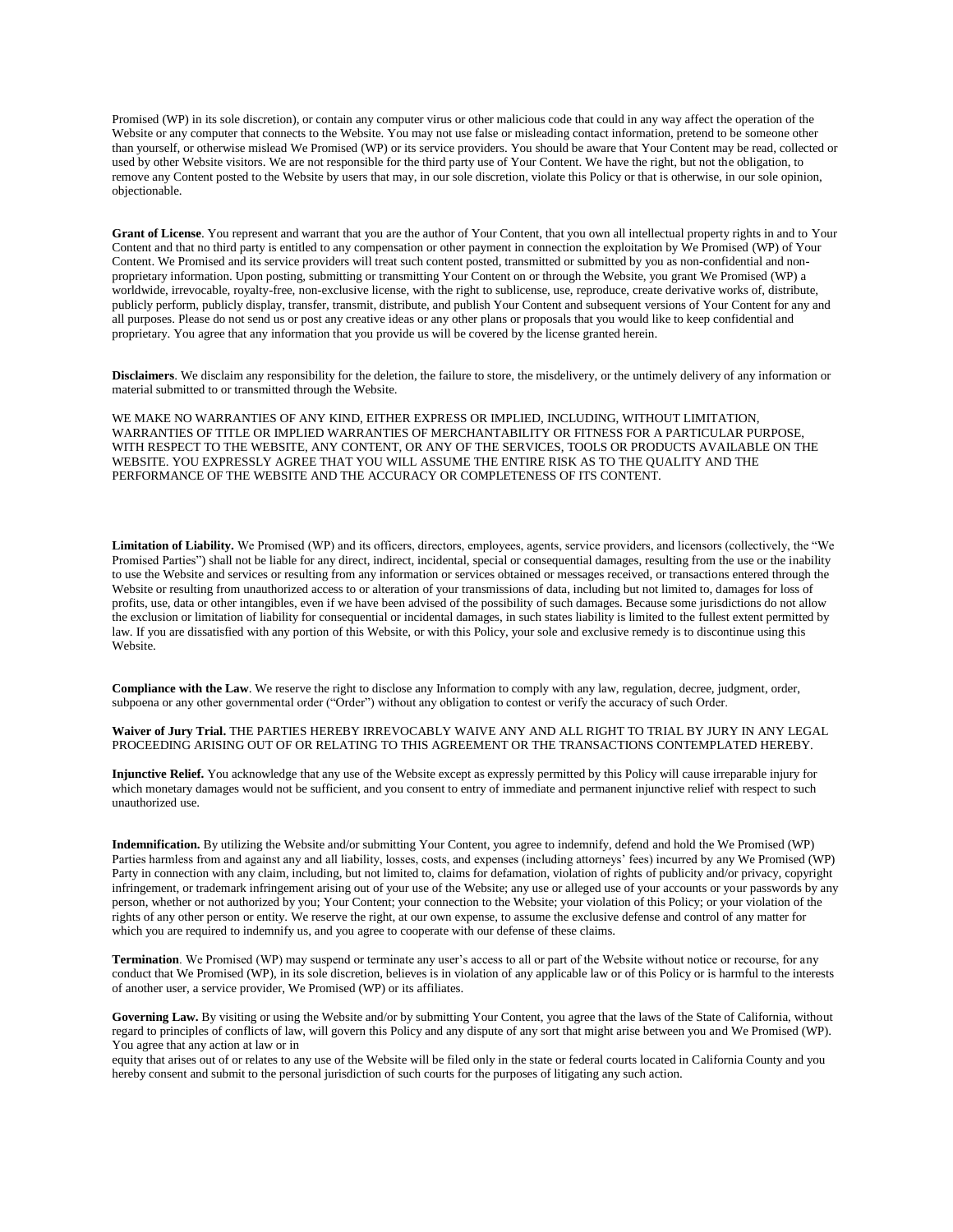Promised (WP) in its sole discretion), or contain any computer virus or other malicious code that could in any way affect the operation of the Website or any computer that connects to the Website. You may not use false or misleading contact information, pretend to be someone other than yourself, or otherwise mislead We Promised (WP) or its service providers. You should be aware that Your Content may be read, collected or used by other Website visitors. We are not responsible for the third party use of Your Content. We have the right, but not the obligation, to remove any Content posted to the Website by users that may, in our sole discretion, violate this Policy or that is otherwise, in our sole opinion, objectionable.

**Grant of License**. You represent and warrant that you are the author of Your Content, that you own all intellectual property rights in and to Your Content and that no third party is entitled to any compensation or other payment in connection the exploitation by We Promised (WP) of Your Content. We Promised and its service providers will treat such content posted, transmitted or submitted by you as non-confidential and non-proprietary information. Upon posting, submitting or transmitting Your Content on or through the Website, you grant We Promised (WP) a worldwide, irrevocable, royalty-free, non-exclusive license, with the right to sublicense, use, reproduce, create derivative works of, distribute, publicly perform, publicly display, transfer, transmit, distribute, and publish Your Content and subsequent versions of Your Content for any and all purposes. Please do not send us or post any creative ideas or any other plans or proposals that you would like to keep confidential and proprietary. You agree that any information that you provide us will be covered by the license granted herein.

**Disclaimers**. We disclaim any responsibility for the deletion, the failure to store, the misdelivery, or the untimely delivery of any information or material submitted to or transmitted through the Website.

WE MAKE NO WARRANTIES OF ANY KIND, EITHER EXPRESS OR IMPLIED, INCLUDING, WITHOUT LIMITATION, WARRANTIES OF TITLE OR IMPLIED WARRANTIES OF MERCHANTABILITY OR FITNESS FOR A PARTICULAR PURPOSE, WITH RESPECT TO THE WEBSITE, ANY CONTENT, OR ANY OF THE SERVICES, TOOLS OR PRODUCTS AVAILABLE ON THE WEBSITE. YOU EXPRESSLY AGREE THAT YOU WILL ASSUME THE ENTIRE RISK AS TO THE QUALITY AND THE PERFORMANCE OF THE WEBSITE AND THE ACCURACY OR COMPLETENESS OF ITS CONTENT.

**Limitation of Liability.** We Promised (WP) and its officers, directors, employees, agents, service providers, and licensors (collectively, the "We Promised Parties") shall not be liable for any direct, indirect, incidental, special or consequential damages, resulting from the use or the inability to use the Website and services or resulting from any information or services obtained or messages received, or transactions entered through the Website or resulting from unauthorized access to or alteration of your transmissions of data, including but not limited to, damages for loss of profits, use, data or other intangibles, even if we have been advised of the possibility of such damages. Because some jurisdictions do not allow the exclusion or limitation of liability for consequential or incidental damages, in such states liability is limited to the fullest extent permitted by law. If you are dissatisfied with any portion of this Website, or with this Policy, your sole and exclusive remedy is to discontinue using this Website.

**Compliance with the Law**. We reserve the right to disclose any Information to comply with any law, regulation, decree, judgment, order, subpoena or any other governmental order ("Order") without any obligation to contest or verify the accuracy of such Order.

**Waiver of Jury Trial.** THE PARTIES HEREBY IRREVOCABLY WAIVE ANY AND ALL RIGHT TO TRIAL BY JURY IN ANY LEGAL PROCEEDING ARISING OUT OF OR RELATING TO THIS AGREEMENT OR THE TRANSACTIONS CONTEMPLATED HEREBY.

**Injunctive Relief.** You acknowledge that any use of the Website except as expressly permitted by this Policy will cause irreparable injury for which monetary damages would not be sufficient, and you consent to entry of immediate and permanent injunctive relief with respect to such unauthorized use.

**Indemnification.** By utilizing the Website and/or submitting Your Content, you agree to indemnify, defend and hold the We Promised (WP) Parties harmless from and against any and all liability, losses, costs, and expenses (including attorneys' fees) incurred by any We Promised (WP) Party in connection with any claim, including, but not limited to, claims for defamation, violation of rights of publicity and/or privacy, copyright infringement, or trademark infringement arising out of your use of the Website; any use or alleged use of your accounts or your passwords by any person, whether or not authorized by you; Your Content; your connection to the Website; your violation of this Policy; or your violation of the rights of any other person or entity. We reserve the right, at our own expense, to assume the exclusive defense and control of any matter for which you are required to indemnify us, and you agree to cooperate with our defense of these claims.

**Termination**. We Promised (WP) may suspend or terminate any user's access to all or part of the Website without notice or recourse, for any conduct that We Promised (WP), in its sole discretion, believes is in violation of any applicable law or of this Policy or is harmful to the interests of another user, a service provider, We Promised (WP) or its affiliates.

**Governing Law.** By visiting or using the Website and/or by submitting Your Content, you agree that the laws of the State of California, without regard to principles of conflicts of law, will govern this Policy and any dispute of any sort that might arise between you and We Promised (WP). You agree that any action at law or in

equity that arises out of or relates to any use of the Website will be filed only in the state or federal courts located in California County and you hereby consent and submit to the personal jurisdiction of such courts for the purposes of litigating any such action.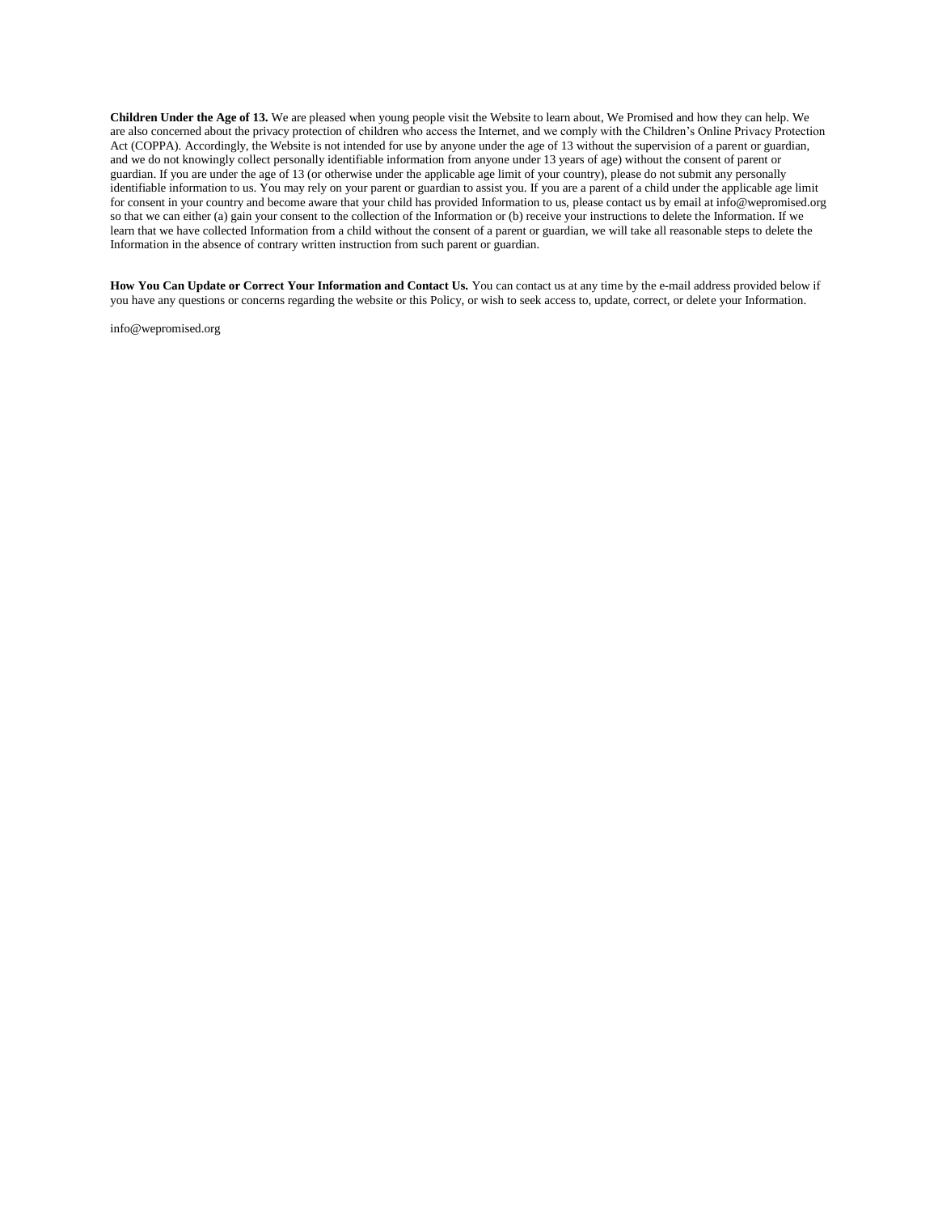**Children Under the Age of 13.** We are pleased when young people visit the Website to learn about, We Promised and how they can help. We are also concerned about the privacy protection of children who access the Internet, and we comply with the Children's Online Privacy Protection Act (COPPA). Accordingly, the Website is not intended for use by anyone under the age of 13 without the supervision of a parent or guardian, and we do not knowingly collect personally identifiable information from anyone under 13 years of age) without the consent of parent or guardian. If you are under the age of 13 (or otherwise under the applicable age limit of your country), please do not submit any personally identifiable information to us. You may rely on your parent or guardian to assist you. If you are a parent of a child under the applicable age limit for consent in your country and become aware that your child has provided Information to us, please contact us by email at info@wepromised.org so that we can either (a) gain your consent to the collection of the Information or (b) receive your instructions to delete the Information. If we learn that we have collected Information from a child without the consent of a parent or guardian, we will take all reasonable steps to delete the Information in the absence of contrary written instruction from such parent or guardian.

**How You Can Update or Correct Your Information and Contact Us.** You can contact us at any time by the e-mail address provided below if you have any questions or concerns regarding the website or this Policy, or wish to seek access to, update, correct, or delete your Information.

info@wepromised.org